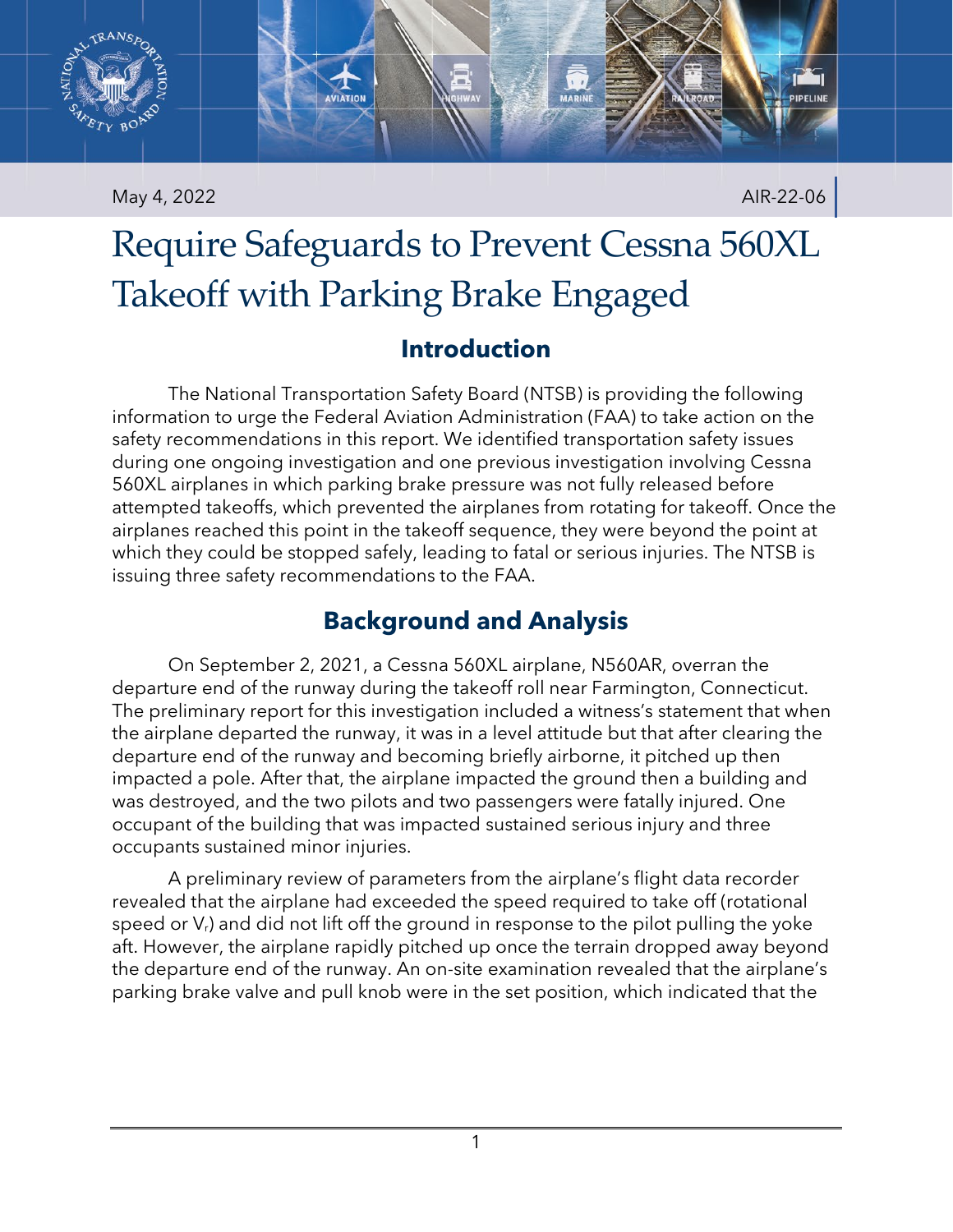May 4, 2022 AIR-22-06

# Require Safeguards to Prevent Cessna 560XL Takeoff with Parking Brake Engaged

## Introduction

The National Transportation Safety Board (NTSB) is providing the following information to urge the Federal Aviation Administration (FAA) to take action on the safety recommendations in this report. We identified transportation safety issues during one ongoing investigation and one previous investigation involving Cessna 560XL airplanes in which parking brake pressure was not fully released before attempted takeoffs, which prevented the airplanes from rotating for takeoff. Once the airplanes reached this point in the takeoff sequence, they were beyond the point at which they could be stopped safely, leading to fatal or serious injuries. The NTSB is issuing three safety recommendations to the FAA.

## Background and Analysis

On September 2, 2021, a Cessna 560XL airplane, N560AR, overran the departure end of the runway during the takeoff roll near Farmington, Connecticut. The preliminary report for this investigation included a witness's statement that when the airplane departed the runway, it was in a level attitude but that after clearing the departure end of the runway and becoming briefly airborne, it pitched up then impacted a pole. After that, the airplane impacted the ground then a building and was destroyed, and the two pilots and two passengers were fatally injured. One occupant of the building that was impacted sustained serious injury and three occupants sustained minor injuries.

A preliminary review of parameters from the airplane's flight data recorder revealed that the airplane had exceeded the speed required to take off (rotational speed or $V_r$) and did not lift off the ground in response to the pilot pulling the yoke aft. However, the airplane rapidly pitched up once the terrain dropped away beyond the departure end of the runway. An on-site examination revealed that the airplane's parking brake valve and pull knob were in the set position, which indicated that the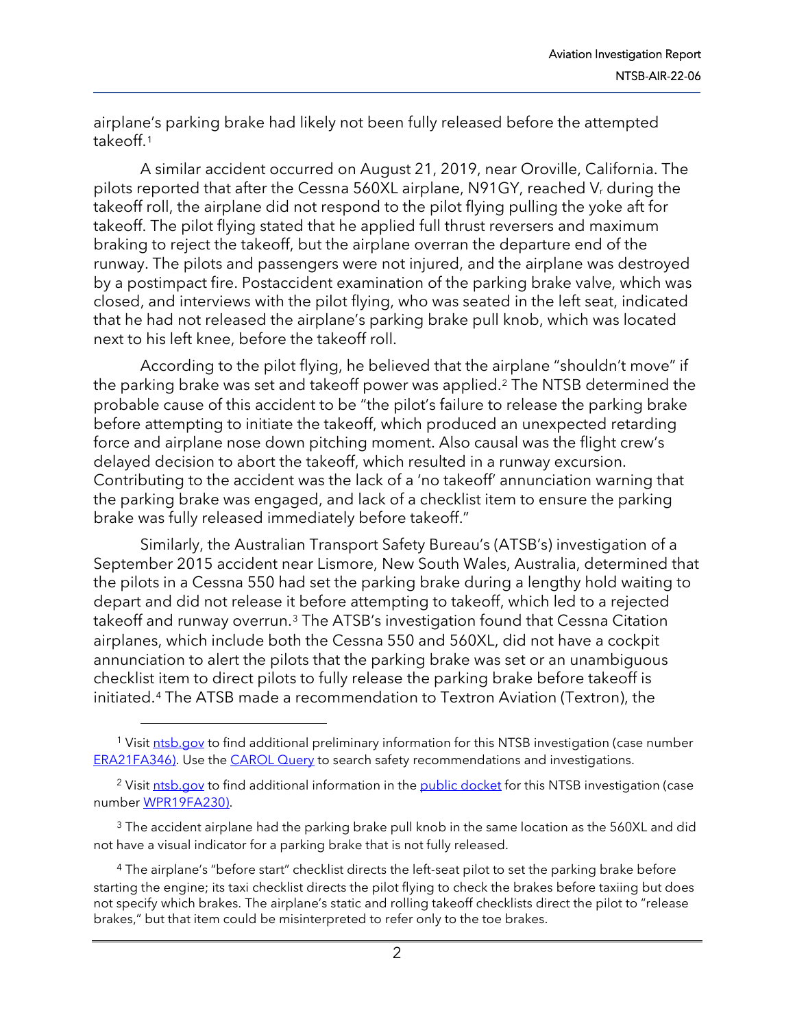airplane's parking brake had likely not been fully released before the attempted takeoff.[1]

A similar accident occurred on August 21, 2019, near Oroville, California. The pilots reported that after the Cessna 560XL airplane, N91GY, reached $V_r$ during the takeoff roll, the airplane did not respond to the pilot flying pulling the yoke aft for takeoff. The pilot flying stated that he applied full thrust reversers and maximum braking to reject the takeoff, but the airplane overran the departure end of the runway. The pilots and passengers were not injured, and the airplane was destroyed by a postimpact fire. Postaccident examination of the parking brake valve, which was closed, and interviews with the pilot flying, who was seated in the left seat, indicated that he had not released the airplane's parking brake pull knob, which was located next to his left knee, before the takeoff roll.

According to the pilot flying, he believed that the airplane "shouldn't move" if the parking brake was set and takeoff power was applied.[2] The NTSB determined the probable cause of this accident to be "the pilot's failure to release the parking brake before attempting to initiate the takeoff, which produced an unexpected retarding force and airplane nose down pitching moment. Also causal was the flight crew's delayed decision to abort the takeoff, which resulted in a runway excursion. Contributing to the accident was the lack of a 'no takeoff' annunciation warning that the parking brake was engaged, and lack of a checklist item to ensure the parking brake was fully released immediately before takeoff."

Similarly, the Australian Transport Safety Bureau's (ATSB's) investigation of a September 2015 accident near Lismore, New South Wales, Australia, determined that the pilots in a Cessna 550 had set the parking brake during a lengthy hold waiting to depart and did not release it before attempting to takeoff, which led to a rejected takeoff and runway overrun.[3] The ATSB's investigation found that Cessna Citation airplanes, which include both the Cessna 550 and 560XL, did not have a cockpit annunciation to alert the pilots that the parking brake was set or an unambiguous checklist item to direct pilots to fully release the parking brake before takeoff is initiated.[4] The ATSB made a recommendation to Textron Aviation (Textron), the

---

[1] Visit ntsb.gov to find additional preliminary information for this NTSB investigation (case number ERA21FA346). Use the CAROL Query to search safety recommendations and investigations.

[2] Visit ntsb.gov to find additional information in the public docket for this NTSB investigation (case number WPR19FA230).

[3] The accident airplane had the parking brake pull knob in the same location as the 560XL and did not have a visual indicator for a parking brake that is not fully released.

[4] The airplane's "before start" checklist directs the left-seat pilot to set the parking brake before starting the engine; its taxi checklist directs the pilot flying to check the brakes before taxiing but does not specify which brakes. The airplane's static and rolling takeoff checklists direct the pilot to "release brakes," but that item could be misinterpreted to refer only to the toe brakes.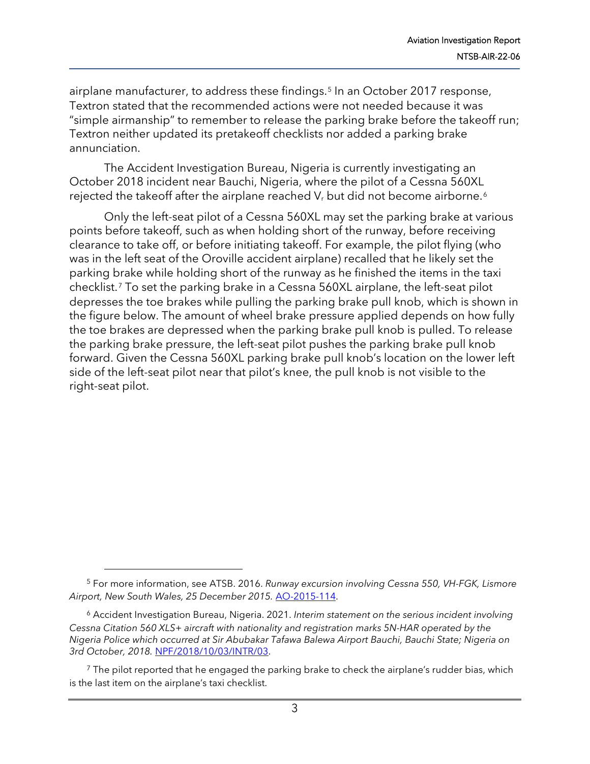airplane manufacturer, to address these findings.[5] In an October 2017 response, Textron stated that the recommended actions were not needed because it was "simple airmanship" to remember to release the parking brake before the takeoff run; Textron neither updated its pretakeoff checklists nor added a parking brake annunciation.

The Accident Investigation Bureau, Nigeria is currently investigating an October 2018 incident near Bauchi, Nigeria, where the pilot of a Cessna 560XL rejected the takeoff after the airplane reached $V_r$ but did not become airborne.[6]

Only the left-seat pilot of a Cessna 560XL may set the parking brake at various points before takeoff, such as when holding short of the runway, before receiving clearance to take off, or before initiating takeoff. For example, the pilot flying (who was in the left seat of the Oroville accident airplane) recalled that he likely set the parking brake while holding short of the runway as he finished the items in the taxi checklist.[7] To set the parking brake in a Cessna 560XL airplane, the left-seat pilot depresses the toe brakes while pulling the parking brake pull knob, which is shown in the figure below. The amount of wheel brake pressure applied depends on how fully the toe brakes are depressed when the parking brake pull knob is pulled. To release the parking brake pressure, the left-seat pilot pushes the parking brake pull knob forward. Given the Cessna 560XL parking brake pull knob's location on the lower left side of the left-seat pilot near that pilot's knee, the pull knob is not visible to the right-seat pilot.

---

[5] For more information, see ATSB. 2016. *Runway excursion involving Cessna 550, VH-FGK, Lismore Airport, New South Wales, 25 December 2015.* AO-2015-114.

[6] Accident Investigation Bureau, Nigeria. 2021. *Interim statement on the serious incident involving Cessna Citation 560 XLS+ aircraft with nationality and registration marks 5N-HAR operated by the Nigeria Police which occurred at Sir Abubakar Tafawa Balewa Airport Bauchi, Bauchi State; Nigeria on 3rd October, 2018.* NPF/2018/10/03/INTR/03.

[7] The pilot reported that he engaged the parking brake to check the airplane's rudder bias, which is the last item on the airplane's taxi checklist.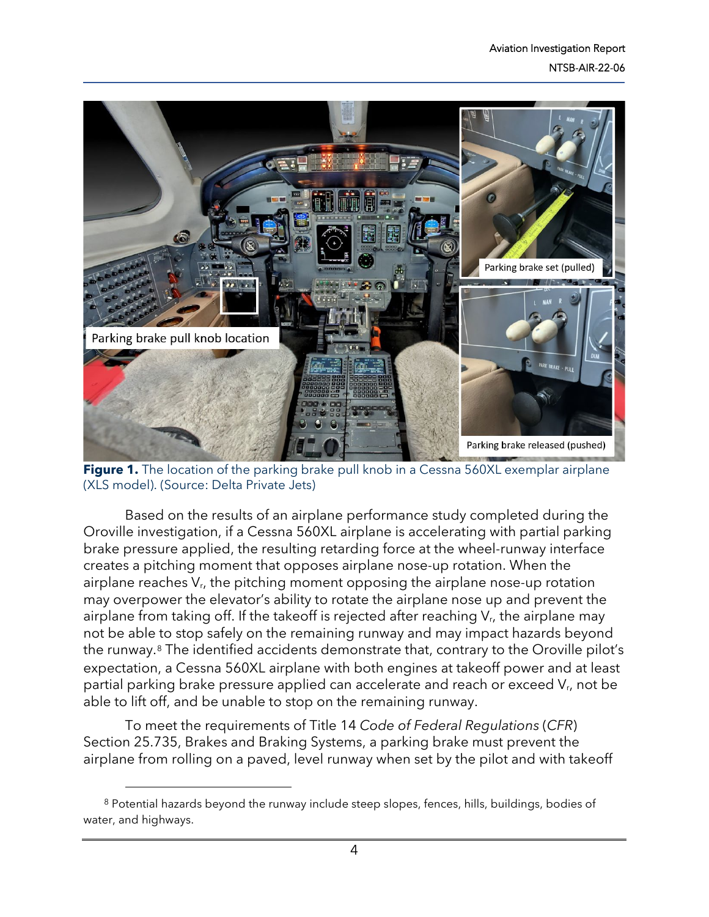**Figure 1.** The location of the parking brake pull knob in a Cessna 560XL exemplar airplane (XLS model). (Source: Delta Private Jets)

Based on the results of an airplane performance study completed during the Oroville investigation, if a Cessna 560XL airplane is accelerating with partial parking brake pressure applied, the resulting retarding force at the wheel-runway interface creates a pitching moment that opposes airplane nose-up rotation. When the airplane reaches $V_r$, the pitching moment opposing the airplane nose-up rotation may overpower the elevator's ability to rotate the airplane nose up and prevent the airplane from taking off. If the takeoff is rejected after reaching $V_r$, the airplane may not be able to stop safely on the remaining runway and may impact hazards beyond the runway.[8] The identified accidents demonstrate that, contrary to the Oroville pilot's expectation, a Cessna 560XL airplane with both engines at takeoff power and at least partial parking brake pressure applied can accelerate and reach or exceed $V_r$, not be able to lift off, and be unable to stop on the remaining runway.

To meet the requirements of Title 14 *Code of Federal Regulations* (*CFR*) Section 25.735, Brakes and Braking Systems, a parking brake must prevent the airplane from rolling on a paved, level runway when set by the pilot and with takeoff

[8] Potential hazards beyond the runway include steep slopes, fences, hills, buildings, bodies of water, and highways.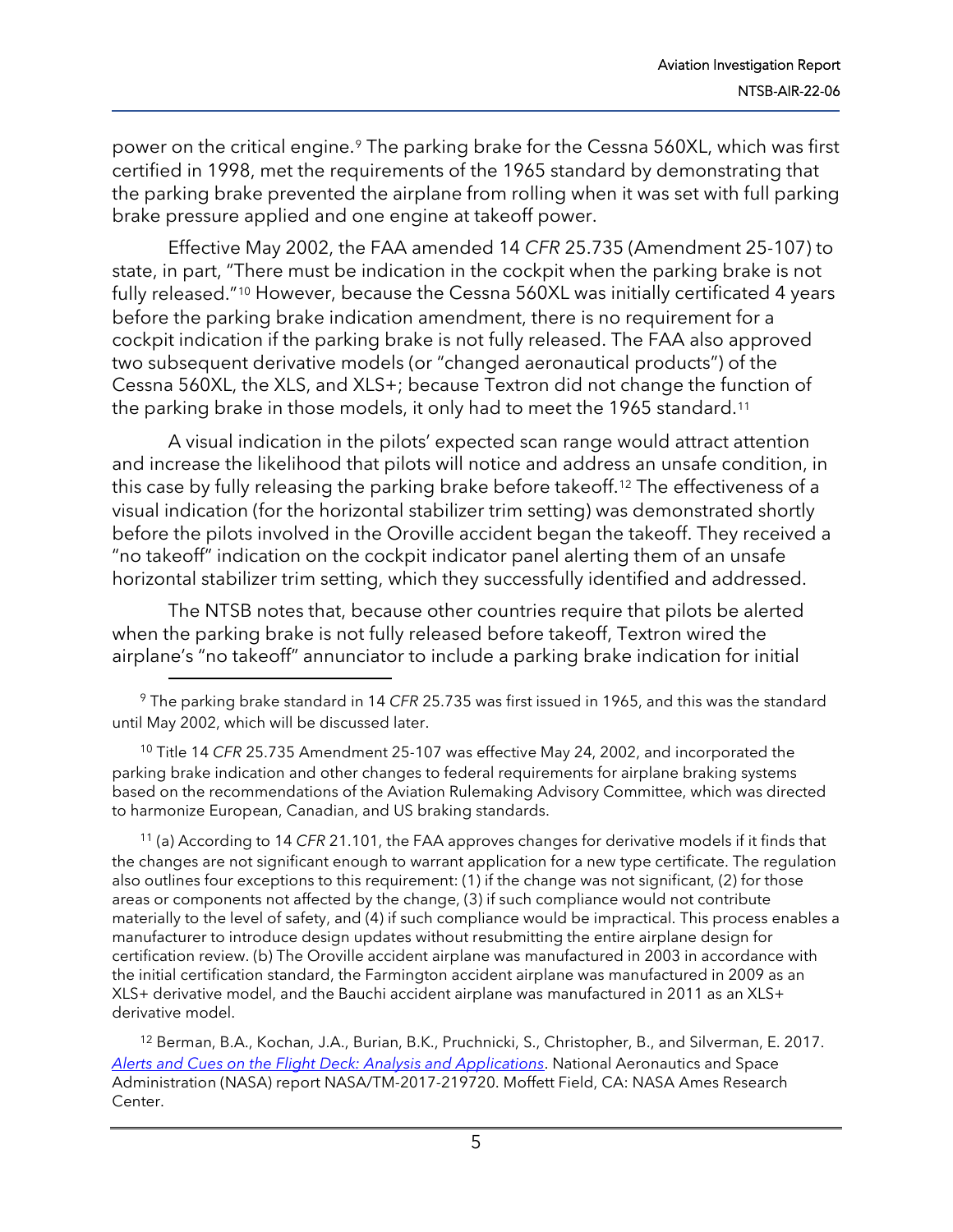power on the critical engine.[9] The parking brake for the Cessna 560XL, which was first certified in 1998, met the requirements of the 1965 standard by demonstrating that the parking brake prevented the airplane from rolling when it was set with full parking brake pressure applied and one engine at takeoff power.

Effective May 2002, the FAA amended 14 *CFR* 25.735 (Amendment 25-107) to state, in part, "There must be indication in the cockpit when the parking brake is not fully released."[10] However, because the Cessna 560XL was initially certificated 4 years before the parking brake indication amendment, there is no requirement for a cockpit indication if the parking brake is not fully released. The FAA also approved two subsequent derivative models (or "changed aeronautical products") of the Cessna 560XL, the XLS, and XLS+; because Textron did not change the function of the parking brake in those models, it only had to meet the 1965 standard.[11]

A visual indication in the pilots' expected scan range would attract attention and increase the likelihood that pilots will notice and address an unsafe condition, in this case by fully releasing the parking brake before takeoff.[12] The effectiveness of a visual indication (for the horizontal stabilizer trim setting) was demonstrated shortly before the pilots involved in the Oroville accident began the takeoff. They received a "no takeoff" indication on the cockpit indicator panel alerting them of an unsafe horizontal stabilizer trim setting, which they successfully identified and addressed.

The NTSB notes that, because other countries require that pilots be alerted when the parking brake is not fully released before takeoff, Textron wired the airplane's "no takeoff" annunciator to include a parking brake indication for initial

---

[9] The parking brake standard in 14 *CFR* 25.735 was first issued in 1965, and this was the standard until May 2002, which will be discussed later.

[10] Title 14 *CFR* 25.735 Amendment 25-107 was effective May 24, 2002, and incorporated the parking brake indication and other changes to federal requirements for airplane braking systems based on the recommendations of the Aviation Rulemaking Advisory Committee, which was directed to harmonize European, Canadian, and US braking standards.

[11] (a) According to 14 *CFR* 21.101, the FAA approves changes for derivative models if it finds that the changes are not significant enough to warrant application for a new type certificate. The regulation also outlines four exceptions to this requirement: (1) if the change was not significant, (2) for those areas or components not affected by the change, (3) if such compliance would not contribute materially to the level of safety, and (4) if such compliance would be impractical. This process enables a manufacturer to introduce design updates without resubmitting the entire airplane design for certification review. (b) The Oroville accident airplane was manufactured in 2003 in accordance with the initial certification standard, the Farmington accident airplane was manufactured in 2009 as an XLS+ derivative model, and the Bauchi accident airplane was manufactured in 2011 as an XLS+ derivative model.

[12] Berman, B.A., Kochan, J.A., Burian, B.K., Pruchnicki, S., Christopher, B., and Silverman, E. 2017. *Alerts and Cues on the Flight Deck: Analysis and Applications*. National Aeronautics and Space Administration (NASA) report NASA/TM-2017-219720. Moffett Field, CA: NASA Ames Research Center.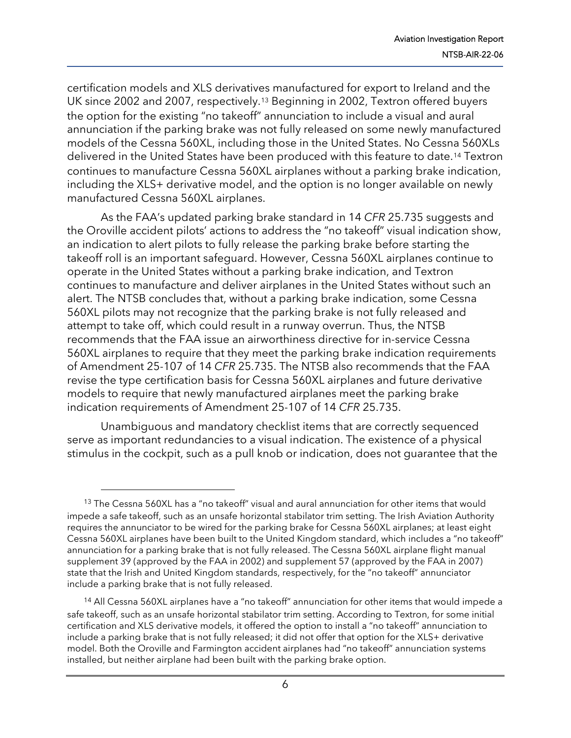certification models and XLS derivatives manufactured for export to Ireland and the UK since 2002 and 2007, respectively.[13] Beginning in 2002, Textron offered buyers the option for the existing "no takeoff" annunciation to include a visual and aural annunciation if the parking brake was not fully released on some newly manufactured models of the Cessna 560XL, including those in the United States. No Cessna 560XLs delivered in the United States have been produced with this feature to date.[14] Textron continues to manufacture Cessna 560XL airplanes without a parking brake indication, including the XLS+ derivative model, and the option is no longer available on newly manufactured Cessna 560XL airplanes.

As the FAA's updated parking brake standard in 14 *CFR* 25.735 suggests and the Oroville accident pilots' actions to address the "no takeoff" visual indication show, an indication to alert pilots to fully release the parking brake before starting the takeoff roll is an important safeguard. However, Cessna 560XL airplanes continue to operate in the United States without a parking brake indication, and Textron continues to manufacture and deliver airplanes in the United States without such an alert. The NTSB concludes that, without a parking brake indication, some Cessna 560XL pilots may not recognize that the parking brake is not fully released and attempt to take off, which could result in a runway overrun. Thus, the NTSB recommends that the FAA issue an airworthiness directive for in-service Cessna 560XL airplanes to require that they meet the parking brake indication requirements of Amendment 25-107 of 14 *CFR* 25.735. The NTSB also recommends that the FAA revise the type certification basis for Cessna 560XL airplanes and future derivative models to require that newly manufactured airplanes meet the parking brake indication requirements of Amendment 25-107 of 14 *CFR* 25.735.

Unambiguous and mandatory checklist items that are correctly sequenced serve as important redundancies to a visual indication. The existence of a physical stimulus in the cockpit, such as a pull knob or indication, does not guarantee that the

---

[13] The Cessna 560XL has a "no takeoff" visual and aural annunciation for other items that would impede a safe takeoff, such as an unsafe horizontal stabilator trim setting. The Irish Aviation Authority requires the annunciator to be wired for the parking brake for Cessna 560XL airplanes; at least eight Cessna 560XL airplanes have been built to the United Kingdom standard, which includes a "no takeoff" annunciation for a parking brake that is not fully released. The Cessna 560XL airplane flight manual supplement 39 (approved by the FAA in 2002) and supplement 57 (approved by the FAA in 2007) state that the Irish and United Kingdom standards, respectively, for the "no takeoff" annunciator include a parking brake that is not fully released.

[14] All Cessna 560XL airplanes have a "no takeoff" annunciation for other items that would impede a safe takeoff, such as an unsafe horizontal stabilator trim setting. According to Textron, for some initial certification and XLS derivative models, it offered the option to install a "no takeoff" annunciation to include a parking brake that is not fully released; it did not offer that option for the XLS+ derivative model. Both the Oroville and Farmington accident airplanes had "no takeoff" annunciation systems installed, but neither airplane had been built with the parking brake option.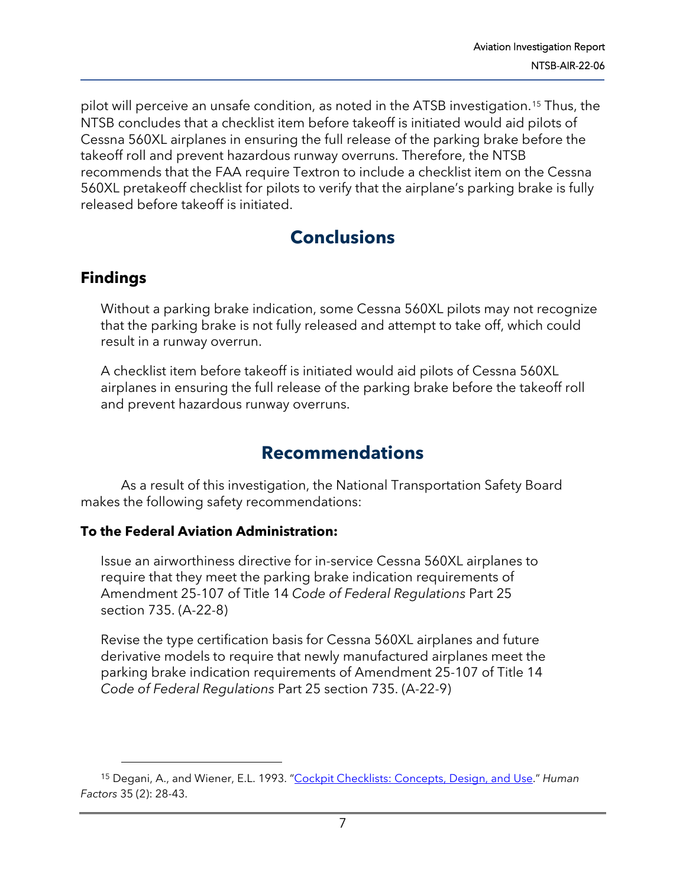pilot will perceive an unsafe condition, as noted in the ATSB investigation.[15] Thus, the NTSB concludes that a checklist item before takeoff is initiated would aid pilots of Cessna 560XL airplanes in ensuring the full release of the parking brake before the takeoff roll and prevent hazardous runway overruns. Therefore, the NTSB recommends that the FAA require Textron to include a checklist item on the Cessna 560XL pretakeoff checklist for pilots to verify that the airplane's parking brake is fully released before takeoff is initiated.

# Conclusions

## Findings

Without a parking brake indication, some Cessna 560XL pilots may not recognize that the parking brake is not fully released and attempt to take off, which could result in a runway overrun.

A checklist item before takeoff is initiated would aid pilots of Cessna 560XL airplanes in ensuring the full release of the parking brake before the takeoff roll and prevent hazardous runway overruns.

# Recommendations

As a result of this investigation, the National Transportation Safety Board makes the following safety recommendations:

**To the Federal Aviation Administration:**

Issue an airworthiness directive for in-service Cessna 560XL airplanes to require that they meet the parking brake indication requirements of Amendment 25-107 of Title 14 *Code of Federal Regulations* Part 25 section 735. (A-22-8)

Revise the type certification basis for Cessna 560XL airplanes and future derivative models to require that newly manufactured airplanes meet the parking brake indication requirements of Amendment 25-107 of Title 14 *Code of Federal Regulations* Part 25 section 735. (A-22-9)

---

[15] Degani, A., and Wiener, E.L. 1993. "[Cockpit Checklists: Concepts, Design, and Use](#)." *Human Factors* 35 (2): 28-43.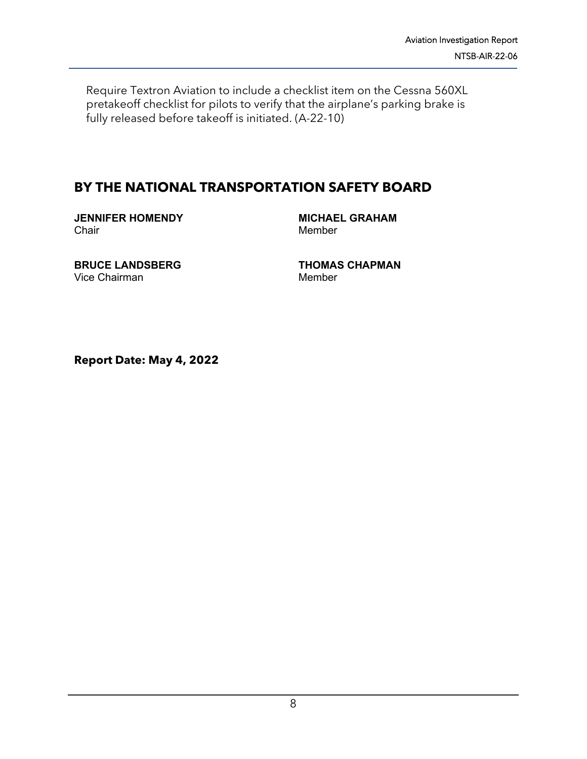Require Textron Aviation to include a checklist item on the Cessna 560XL pretakeoff checklist for pilots to verify that the airplane's parking brake is fully released before takeoff is initiated. (A-22-10)

## BY THE NATIONAL TRANSPORTATION SAFETY BOARD

**JENNIFER HOMENDY**
Chair

**MICHAEL GRAHAM**
Member

**BRUCE LANDSBERG**
Vice Chairman

**THOMAS CHAPMAN**
Member

**Report Date: May 4, 2022**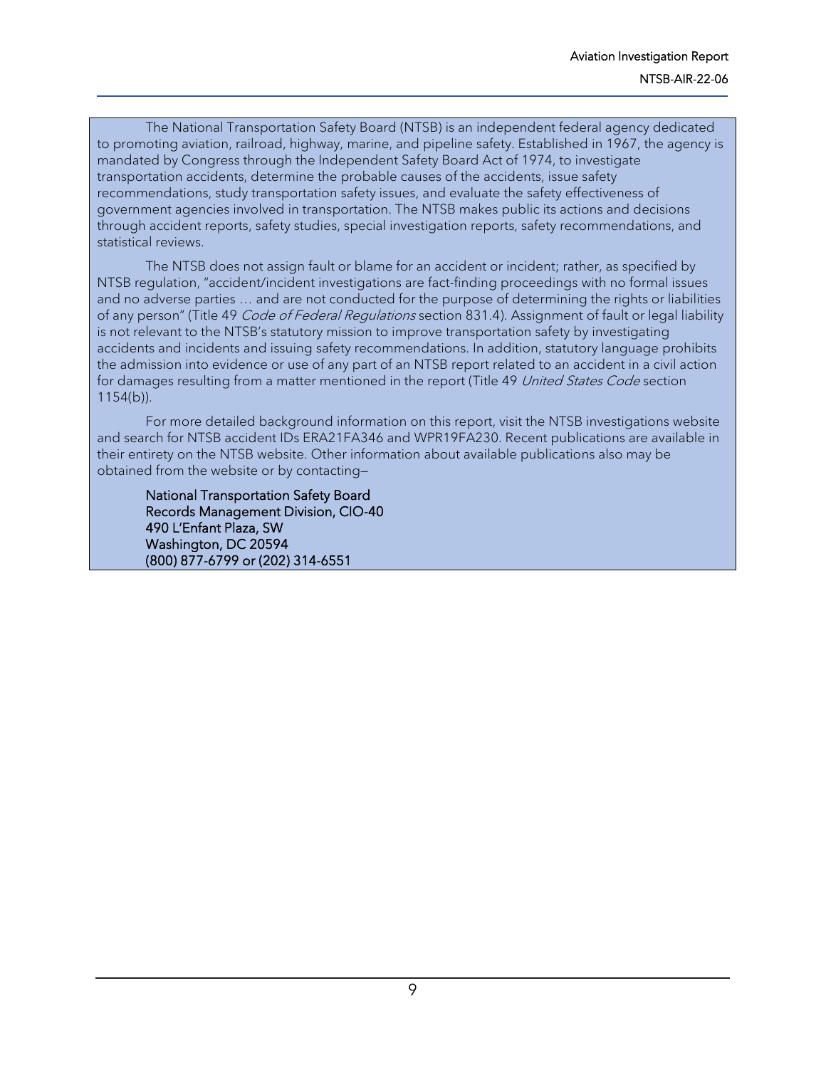The National Transportation Safety Board (NTSB) is an independent federal agency dedicated to promoting aviation, railroad, highway, marine, and pipeline safety. Established in 1967, the agency is mandated by Congress through the Independent Safety Board Act of 1974, to investigate transportation accidents, determine the probable causes of the accidents, issue safety recommendations, study transportation safety issues, and evaluate the safety effectiveness of government agencies involved in transportation. The NTSB makes public its actions and decisions through accident reports, safety studies, special investigation reports, safety recommendations, and statistical reviews.

The NTSB does not assign fault or blame for an accident or incident; rather, as specified by NTSB regulation, "accident/incident investigations are fact-finding proceedings with no formal issues and no adverse parties … and are not conducted for the purpose of determining the rights or liabilities of any person" (Title 49 *Code of Federal Regulations* section 831.4). Assignment of fault or legal liability is not relevant to the NTSB's statutory mission to improve transportation safety by investigating accidents and incidents and issuing safety recommendations. In addition, statutory language prohibits the admission into evidence or use of any part of an NTSB report related to an accident in a civil action for damages resulting from a matter mentioned in the report (Title 49 *United States Code* section 1154(b)).

For more detailed background information on this report, visit the NTSB investigations website and search for NTSB accident IDs ERA21FA346 and WPR19FA230. Recent publications are available in their entirety on the NTSB website. Other information about available publications also may be obtained from the website or by contacting—

National Transportation Safety Board
Records Management Division, CIO-40
490 L'Enfant Plaza, SW
Washington, DC 20594
(800) 877-6799 or (202) 314-6551